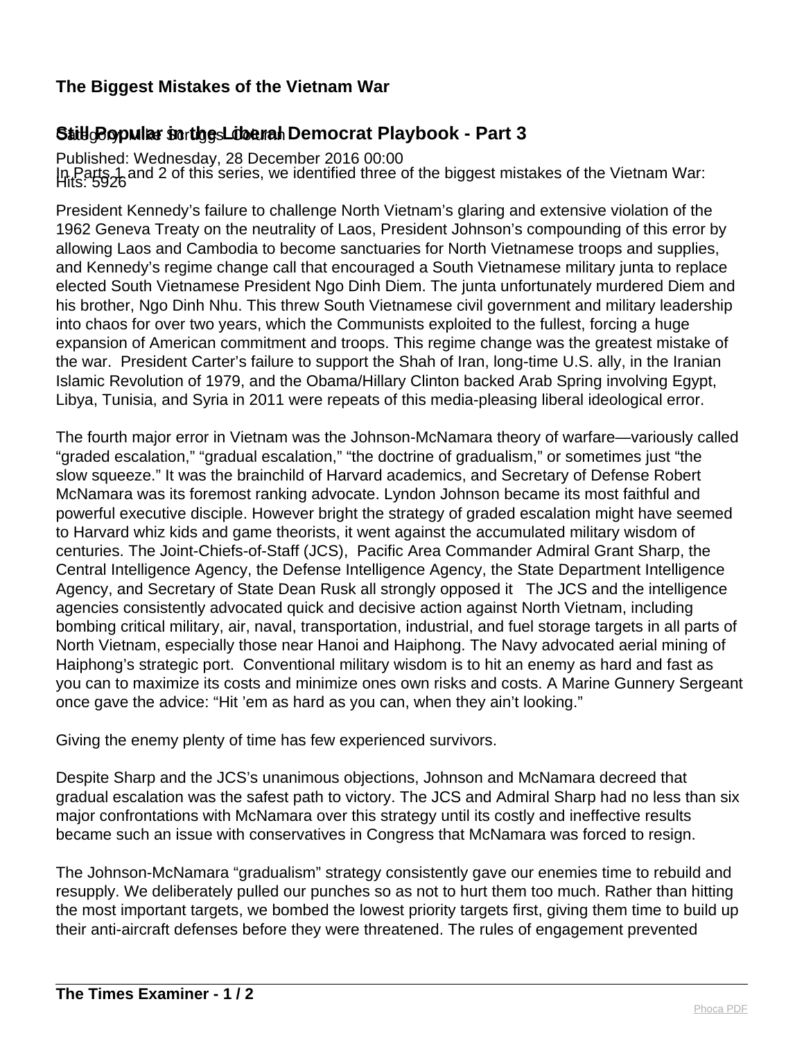# The Biggest Mistakes of the Vietnam War

## Still Popular in the Liberal Democrat Playbook - Part 3

Category: Mike Scruggs Column

Published: Wednesday, 28 December 2016 00:00

Hits: 5926

In Parts 1 and 2 of this series, we identified three of the biggest mistakes of the Vietnam War:

President Kennedy's failure to challenge North Vietnam's glaring and extensive violation of the 1962 Geneva Treaty on the neutrality of Laos, President Johnson's compounding of this error by allowing Laos and Cambodia to become sanctuaries for North Vietnamese troops and supplies, and Kennedy's regime change call that encouraged a South Vietnamese military junta to replace elected South Vietnamese President Ngo Dinh Diem. The junta unfortunately murdered Diem and his brother, Ngo Dinh Nhu. This threw South Vietnamese civil government and military leadership into chaos for over two years, which the Communists exploited to the fullest, forcing a huge expansion of American commitment and troops. This regime change was the greatest mistake of the war. President Carter's failure to support the Shah of Iran, long-time U.S. ally, in the Iranian Islamic Revolution of 1979, and the Obama/Hillary Clinton backed Arab Spring involving Egypt, Libya, Tunisia, and Syria in 2011 were repeats of this media-pleasing liberal ideological error.

The fourth major error in Vietnam was the Johnson-McNamara theory of warfare—variously called "graded escalation," "gradual escalation," "the doctrine of gradualism," or sometimes just "the slow squeeze." It was the brainchild of Harvard academics, and Secretary of Defense Robert McNamara was its foremost ranking advocate. Lyndon Johnson became its most faithful and powerful executive disciple. However bright the strategy of graded escalation might have seemed to Harvard whiz kids and game theorists, it went against the accumulated military wisdom of centuries. The Joint-Chiefs-of-Staff (JCS), Pacific Area Commander Admiral Grant Sharp, the Central Intelligence Agency, the Defense Intelligence Agency, the State Department Intelligence Agency, and Secretary of State Dean Rusk all strongly opposed it The JCS and the intelligence agencies consistently advocated quick and decisive action against North Vietnam, including bombing critical military, air, naval, transportation, industrial, and fuel storage targets in all parts of North Vietnam, especially those near Hanoi and Haiphong. The Navy advocated aerial mining of Haiphong's strategic port. Conventional military wisdom is to hit an enemy as hard and fast as you can to maximize its costs and minimize ones own risks and costs. A Marine Gunnery Sergeant once gave the advice: "Hit 'em as hard as you can, when they ain't looking."

Giving the enemy plenty of time has few experienced survivors.

Despite Sharp and the JCS's unanimous objections, Johnson and McNamara decreed that gradual escalation was the safest path to victory. The JCS and Admiral Sharp had no less than six major confrontations with McNamara over this strategy until its costly and ineffective results became such an issue with conservatives in Congress that McNamara was forced to resign.

The Johnson-McNamara "gradualism" strategy consistently gave our enemies time to rebuild and resupply. We deliberately pulled our punches so as not to hurt them too much. Rather than hitting the most important targets, we bombed the lowest priority targets first, giving them time to build up their anti-aircraft defenses before they were threatened. The rules of engagement prevented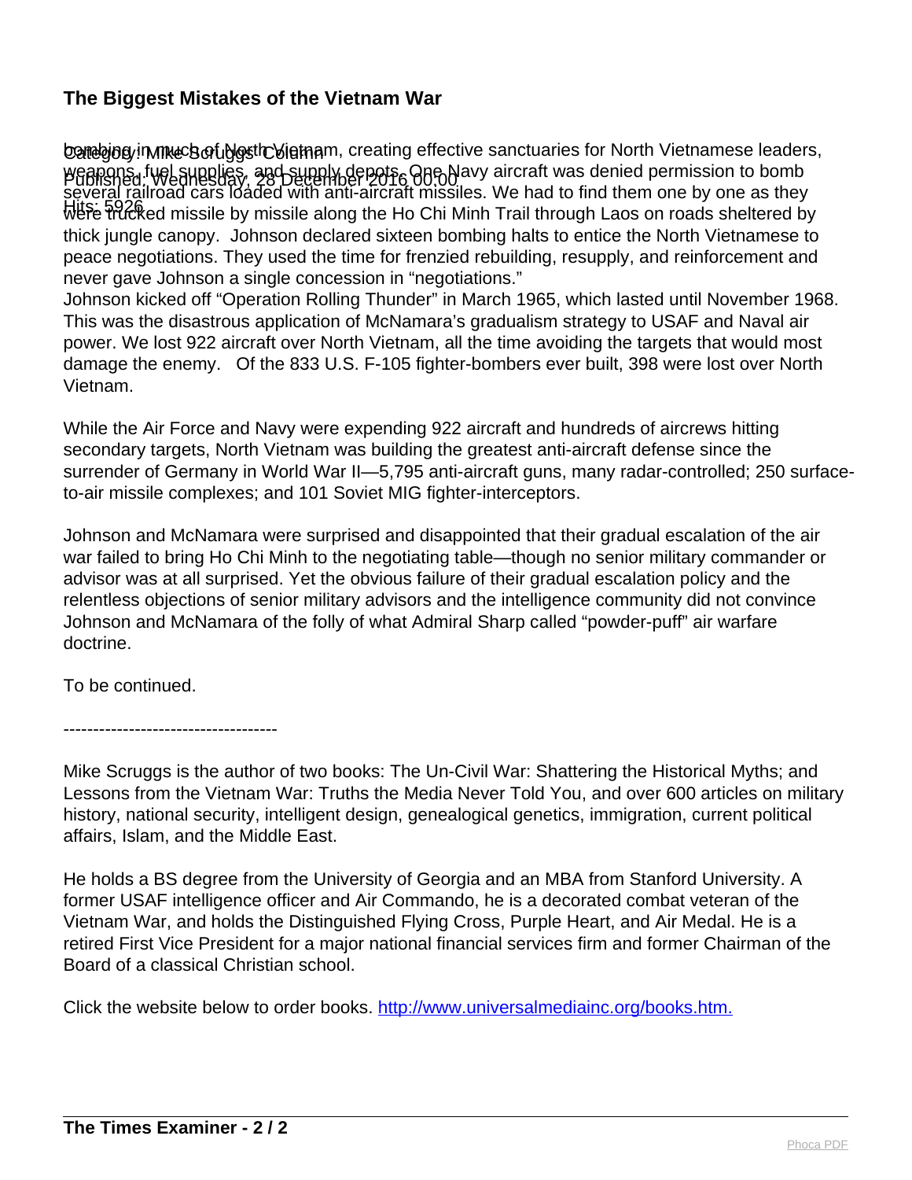## The Biggest Mistakes of the Vietnam War

Category: Mike Scruggs' Column
Published: Wednesday, 28 December 2016 00:00
Hits: 5926

bombing in much of North Vietnam, creating effective sanctuaries for North Vietnamese leaders, weapons, fuel supplies, and supply depots. One Navy aircraft was denied permission to bomb several railroad cars loaded with anti-aircraft missiles. We had to find them one by one as they were trucked missile by missile along the Ho Chi Minh Trail through Laos on roads sheltered by thick jungle canopy. Johnson declared sixteen bombing halts to entice the North Vietnamese to peace negotiations. They used the time for frenzied rebuilding, resupply, and reinforcement and never gave Johnson a single concession in "negotiations."

Johnson kicked off "Operation Rolling Thunder" in March 1965, which lasted until November 1968. This was the disastrous application of McNamara's gradualism strategy to USAF and Naval air power. We lost 922 aircraft over North Vietnam, all the time avoiding the targets that would most damage the enemy. Of the 833 U.S. F-105 fighter-bombers ever built, 398 were lost over North Vietnam.

While the Air Force and Navy were expending 922 aircraft and hundreds of aircrews hitting secondary targets, North Vietnam was building the greatest anti-aircraft defense since the surrender of Germany in World War II—5,795 anti-aircraft guns, many radar-controlled; 250 surface-to-air missile complexes; and 101 Soviet MIG fighter-interceptors.

Johnson and McNamara were surprised and disappointed that their gradual escalation of the air war failed to bring Ho Chi Minh to the negotiating table—though no senior military commander or advisor was at all surprised. Yet the obvious failure of their gradual escalation policy and the relentless objections of senior military advisors and the intelligence community did not convince Johnson and McNamara of the folly of what Admiral Sharp called "powder-puff" air warfare doctrine.

To be continued.

------------------------------------

Mike Scruggs is the author of two books: The Un-Civil War: Shattering the Historical Myths; and Lessons from the Vietnam War: Truths the Media Never Told You, and over 600 articles on military history, national security, intelligent design, genealogical genetics, immigration, current political affairs, Islam, and the Middle East.

He holds a BS degree from the University of Georgia and an MBA from Stanford University. A former USAF intelligence officer and Air Commando, he is a decorated combat veteran of the Vietnam War, and holds the Distinguished Flying Cross, Purple Heart, and Air Medal. He is a retired First Vice President for a major national financial services firm and former Chairman of the Board of a classical Christian school.

Click the website below to order books. [http://www.universalmediainc.org/books.htm.](http://www.universalmediainc.org/books.htm)